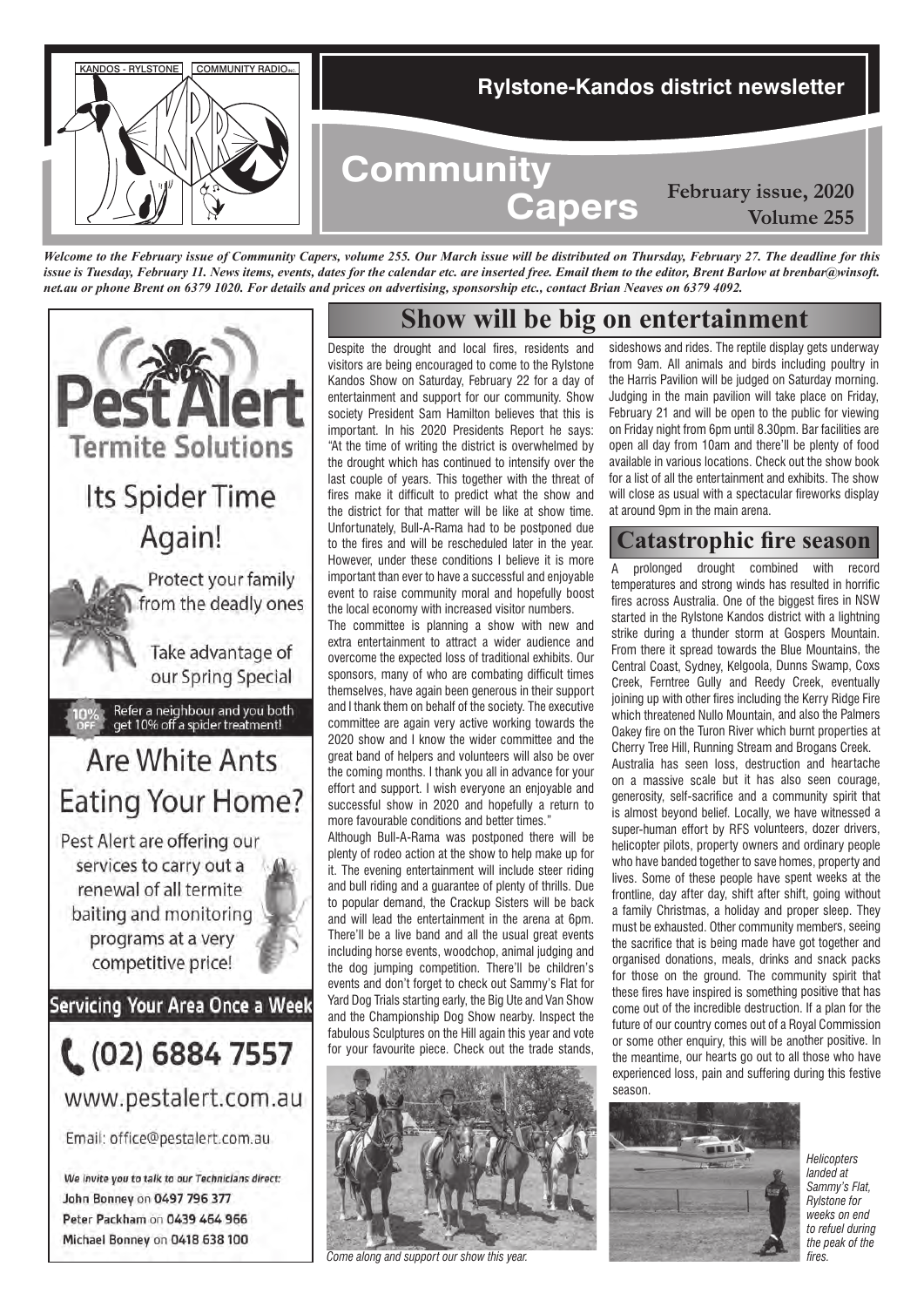# Rylstone-Kandos district newsletter

# Community Capers

**February issue, 2020**
**Volume 255**

*Welcome to the February issue of Community Capers, volume 255. Our March issue will be distributed on Thursday, February 27. The deadline for this issue is Tuesday, February 11. News items, events, dates for the calendar etc. are inserted free. Email them to the editor, Brent Barlow at brenbar@winsoft.net.au or phone Brent on 6379 1020. For details and prices on advertising, sponsorship etc., contact Brian Neaves on 6379 4092.*

## Show will be big on entertainment

Despite the drought and local fires, residents and visitors are being encouraged to come to the Rylstone Kandos Show on Saturday, February 22 for a day of entertainment and support for our community. Show society President Sam Hamilton believes that this is important. In his 2020 Presidents Report he says: "At the time of writing the district is overwhelmed by the drought which has continued to intensify over the last couple of years. This together with the threat of fires make it difficult to predict what the show and the district for that matter will be like at show time. Unfortunately, Bull-A-Rama had to be postponed due to the fires and will be rescheduled later in the year. However, under these conditions I believe it is more important than ever to have a successful and enjoyable event to raise community moral and hopefully boost the local economy with increased visitor numbers.

The committee is planning a show with new and extra entertainment to attract a wider audience and overcome the expected loss of traditional exhibits. Our sponsors, many of who are combating difficult times themselves, have again been generous in their support and I thank them on behalf of the society. The executive committee are again very active working towards the 2020 show and I know the wider committee and the great band of helpers and volunteers will also be over the coming months. I thank you all in advance for your effort and support. I wish everyone an enjoyable and successful show in 2020 and hopefully a return to more favourable conditions and better times."

Although Bull-A-Rama was postponed there will be plenty of rodeo action at the show to help make up for it. The evening entertainment will include steer riding and bull riding and a guarantee of plenty of thrills. Due to popular demand, the Crackup Sisters will be back and will lead the entertainment in the arena at 6pm. There'll be a live band and all the usual great events including horse events, woodchop, animal judging and the dog jumping competition. There'll be children's events and don't forget to check out Sammy's Flat for Yard Dog Trials starting early, the Big Ute and Van Show and the Championship Dog Show nearby. Inspect the fabulous Sculptures on the Hill again this year and vote for your favourite piece. Check out the trade stands, sideshows and rides. The reptile display gets underway from 9am. All animals and birds including poultry in the Harris Pavilion will be judged on Saturday morning. Judging in the main pavilion will take place on Friday, February 21 and will be open to the public for viewing on Friday night from 6pm until 8.30pm. Bar facilities are open all day from 10am and there'll be plenty of food available in various locations. Check out the show book for a list of all the entertainment and exhibits. The show will close as usual with a spectacular fireworks display at around 9pm in the main arena.

*Come along and support our show this year.*

## Catastrophic fire season

A prolonged drought combined with record temperatures and strong winds has resulted in horrific fires across Australia. One of the biggest fires in NSW started in the Rylstone Kandos district with a lightning strike during a thunder storm at Gospers Mountain. From there it spread towards the Blue Mountains, the Central Coast, Sydney, Kelgoola, Dunns Swamp, Coxs Creek, Ferntree Gully and Reedy Creek, eventually joining up with other fires including the Kerry Ridge Fire which threatened Nullo Mountain, and also the Palmers Oakey fire on the Turon River which burnt properties at Cherry Tree Hill, Running Stream and Brogans Creek.

Australia has seen loss, destruction and heartache on a massive scale but it has also seen courage, generosity, self-sacrifice and a community spirit that is almost beyond belief. Locally, we have witnessed a super-human effort by RFS volunteers, dozer drivers, helicopter pilots, property owners and ordinary people who have banded together to save homes, property and lives. Some of these people have spent weeks at the frontline, day after day, shift after shift, going without a family Christmas, a holiday and proper sleep. They must be exhausted. Other community members, seeing the sacrifice that is being made have got together and organised donations, meals, drinks and snack packs for those on the ground. The community spirit that these fires have inspired is something positive that has come out of the incredible destruction. If a plan for the future of our country comes out of a Royal Commission or some other enquiry, this will be another positive. In the meantime, our hearts go out to all those who have experienced loss, pain and suffering during this festive season.

*Helicopters landed at Sammy's Flat, Rylstone for weeks on end to refuel during the peak of the fires.*

---

**Pest Alert Termite Solutions**

Its Spider Time Again!

Protect your family from the deadly ones

Take advantage of our Spring Special

10% OFF — Refer a neighbour and you both get 10% off a spider treatment!

Are White Ants Eating Your Home?

Pest Alert are offering our services to carry out a renewal of all termite baiting and monitoring programs at a very competitive price!

Servicing Your Area Once a Week

(02) 6884 7557

www.pestalert.com.au

Email: office@pestalert.com.au

*We invite you to talk to our Technicians direct:*
John Bonney on 0497 796 377
Peter Packham on 0439 464 966
Michael Bonney on 0418 638 100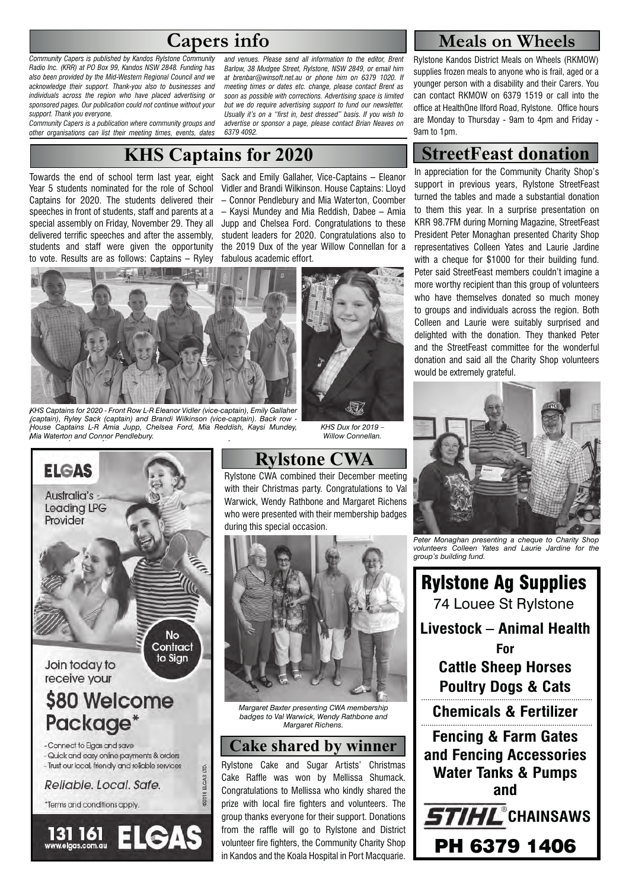## Capers info

*Community Capers is published by Kandos Rylstone Community Radio Inc. (KRR) at PO Box 99, Kandos NSW 2848. Funding has also been provided by the Mid-Western Regional Council and we acknowledge their support. Thank-you also to businesses and individuals across the region who have placed advertising or sponsored pages. Our publication could not continue without your support. Thank you everyone.*

*Community Capers is a publication where community groups and other organisations can list their meeting times, events, dates and venues. Please send all information to the editor, Brent Barlow, 38 Mudgee Street, Rylstone, NSW 2849, or email him at brenbar@winsoft.net.au or phone him on 6379 1020. If meeting times or dates etc. change, please contact Brent as soon as possible with corrections. Advertising space is limited but we do require advertising support to fund our newsletter. Usually it's on a "first in, best dressed" basis. If you wish to advertise or sponsor a page, please contact Brian Neaves on 6379 4092.*

## KHS Captains for 2020

Towards the end of school term last year, eight Year 5 students nominated for the role of School Captains for 2020. The students delivered their speeches in front of students, staff and parents at a special assembly on Friday, November 29. They all delivered terrific speeches and after the assembly, students and staff were given the opportunity to vote. Results are as follows: Captains – Ryley Sack and Emily Gallaher, Vice-Captains – Eleanor Vidler and Brandi Wilkinson. House Captains: Lloyd – Connor Pendlebury and Mia Waterton, Coomber – Kaysi Mundey and Mia Reddish, Dabee – Amia Jupp and Chelsea Ford. Congratulations to these student leaders for 2020. Congratulations also to the 2019 Dux of the year Willow Connellan for a fabulous academic effort.

*KHS Captains for 2020 - Front Row L-R Eleanor Vidler (vice-captain), Emily Gallaher (captain), Ryley Sack (captain) and Brandi Wilkinson (vice-captain). Back row - House Captains L-R Amia Jupp, Chelsea Ford, Mia Reddish, Kaysi Mundey, Mia Waterton and Connor Pendlebury.*

*KHS Dux for 2019 – Willow Connellan.*

## Meals on Wheels

Rylstone Kandos District Meals on Wheels (RKMOW) supplies frozen meals to anyone who is frail, aged or a younger person with a disability and their Carers. You can contact RKMOW on 6379 1519 or call into the office at HealthOne Ilford Road, Rylstone. Office hours are Monday to Thursday - 9am to 4pm and Friday - 9am to 1pm.

## StreetFeast donation

In appreciation for the Community Charity Shop's support in previous years, Rylstone StreetFeast turned the tables and made a substantial donation to them this year. In a surprise presentation on KRR 98.7FM during Morning Magazine, StreetFeast President Peter Monaghan presented Charity Shop representatives Colleen Yates and Laurie Jardine with a cheque for $1000 for their building fund. Peter said StreetFeast members couldn't imagine a more worthy recipient than this group of volunteers who have themselves donated so much money to groups and individuals across the region. Both Colleen and Laurie were suitably surprised and delighted with the donation. They thanked Peter and the StreetFeast committee for the wonderful donation and said all the Charity Shop volunteers would be extremely grateful.

*Peter Monaghan presenting a cheque to Charity Shop volunteers Colleen Yates and Laurie Jardine for the group's building fund.*

**ELGAS**

Australia's Leading LPG Provider

No Contract to Sign

Join today to receive your

**$80 Welcome Package***

- Connect to Elgas and save
- Quick and easy online payments & orders
- Trust our local, friendly and reliable services

*Reliable. Local. Safe.*

*Terms and conditions apply.

©2018 ELGAS LTD.

**131 161** www.elgas.com.au **ELGAS**

## Rylstone CWA

Rylstone CWA combined their December meeting with their Christmas party. Congratulations to Val Warwick, Wendy Rathbone and Margaret Richens who were presented with their membership badges during this special occasion.

*Margaret Baxter presenting CWA membership badges to Val Warwick, Wendy Rathbone and Margaret Richens.*

## Cake shared by winner

Rylstone Cake and Sugar Artists' Christmas Cake Raffle was won by Mellissa Shumack. Congratulations to Mellissa who kindly shared the prize with local fire fighters and volunteers. The group thanks everyone for their support. Donations from the raffle will go to Rylstone and District volunteer fire fighters, the Community Charity Shop in Kandos and the Koala Hospital in Port Macquarie.

**Rylstone Ag Supplies**

74 Louee St Rylstone

**Livestock – Animal Health**

**For**

**Cattle Sheep Horses Poultry Dogs & Cats**

**Chemicals & Fertilizer**

**Fencing & Farm Gates and Fencing Accessories**

**Water Tanks & Pumps and**

**STIHL® CHAINSAWS**

**PH 6379 1406**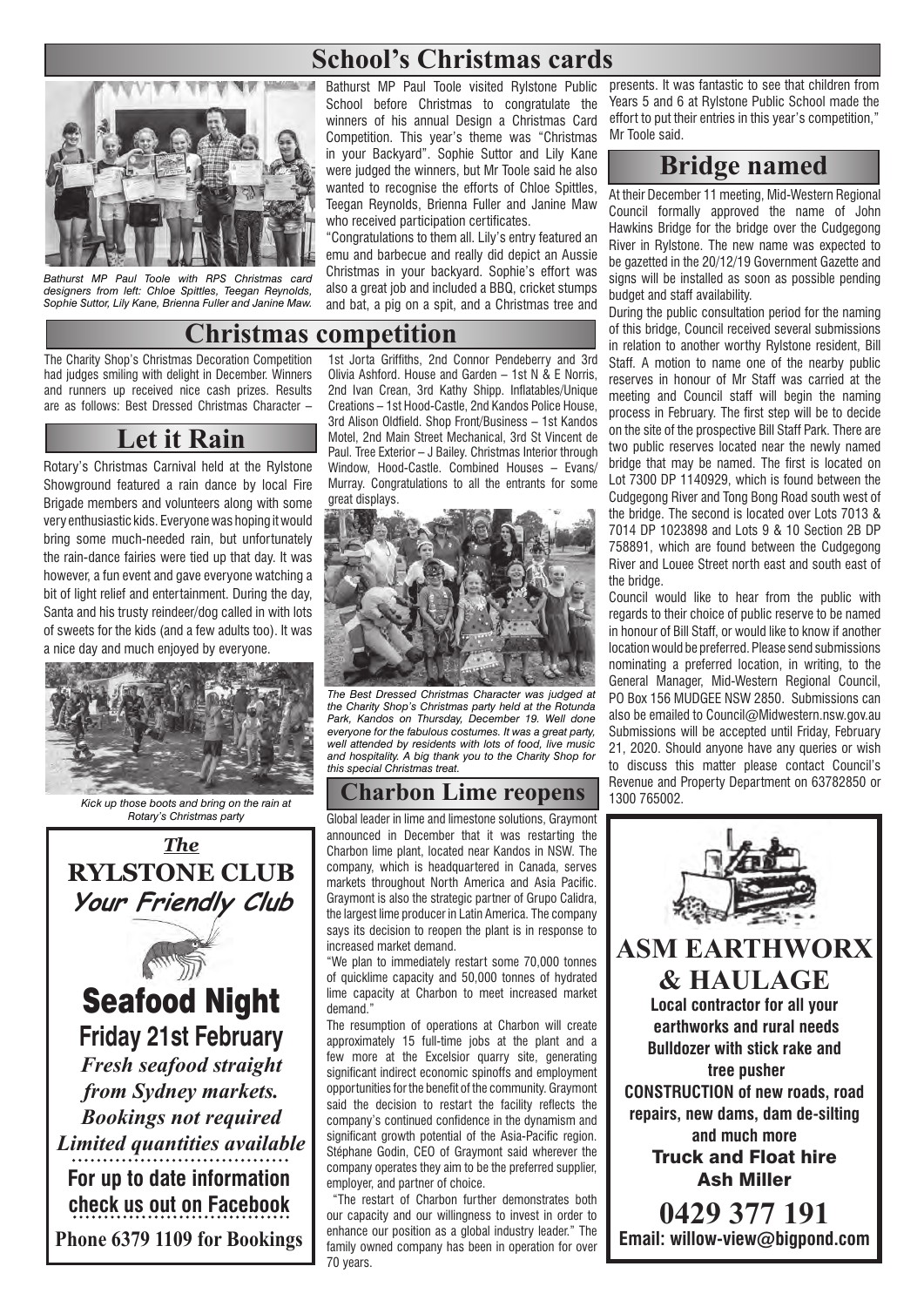## School's Christmas cards

*Bathurst MP Paul Toole with RPS Christmas card designers from left: Chloe Spittles, Teegan Reynolds, Sophie Suttor, Lily Kane, Brienna Fuller and Janine Maw.*

Bathurst MP Paul Toole visited Rylstone Public School before Christmas to congratulate the winners of his annual Design a Christmas Card Competition. This year's theme was "Christmas in your Backyard". Sophie Suttor and Lily Kane were judged the winners, but Mr Toole said he also wanted to recognise the efforts of Chloe Spittles, Teegan Reynolds, Brienna Fuller and Janine Maw who received participation certificates.

"Congratulations to them all. Lily's entry featured an emu and barbecue and really did depict an Aussie Christmas in your backyard. Sophie's effort was also a great job and included a BBQ, cricket stumps and bat, a pig on a spit, and a Christmas tree and presents. It was fantastic to see that children from Years 5 and 6 at Rylstone Public School made the effort to put their entries in this year's competition," Mr Toole said.

## Bridge named

At their December 11 meeting, Mid-Western Regional Council formally approved the name of John Hawkins Bridge for the bridge over the Cudgegong River in Rylstone. The new name was expected to be gazetted in the 20/12/19 Government Gazette and signs will be installed as soon as possible pending budget and staff availability.

During the public consultation period for the naming of this bridge, Council received several submissions in relation to another worthy Rylstone resident, Bill Staff. A motion to name one of the nearby public reserves in honour of Mr Staff was carried at the meeting and Council staff will begin the naming process in February. The first step will be to decide on the site of the prospective Bill Staff Park. There are two public reserves located near the newly named bridge that may be named. The first is located on Lot 7300 DP 1140929, which is found between the Cudgegong River and Tong Bong Road south west of the bridge. The second is located over Lots 7013 & 7014 DP 1023898 and Lots 9 & 10 Section 2B DP 758891, which are found between the Cudgegong River and Louee Street north east and south east of the bridge.

Council would like to hear from the public with regards to their choice of public reserve to be named in honour of Bill Staff, or would like to know if another location would be preferred. Please send submissions nominating a preferred location, in writing, to the General Manager, Mid-Western Regional Council, PO Box 156 MUDGEE NSW 2850. Submissions can also be emailed to Council@Midwestern.nsw.gov.au Submissions will be accepted until Friday, February 21, 2020. Should anyone have any queries or wish to discuss this matter please contact Council's Revenue and Property Department on 63782850 or 1300 765002.

## Christmas competition

The Charity Shop's Christmas Decoration Competition had judges smiling with delight in December. Winners and runners up received nice cash prizes. Results are as follows: Best Dressed Christmas Character – 1st Jorta Griffiths, 2nd Connor Pendeberry and 3rd Olivia Ashford. House and Garden – 1st N & E Norris, 2nd Ivan Crean, 3rd Kathy Shipp. Inflatables/Unique Creations – 1st Hood-Castle, 2nd Kandos Police House, 3rd Alison Oldfield. Shop Front/Business – 1st Kandos Motel, 2nd Main Street Mechanical, 3rd St Vincent de Paul. Tree Exterior – J Bailey. Christmas Interior through Window, Hood-Castle. Combined Houses – Evans/ Murray. Congratulations to all the entrants for some great displays.

*The Best Dressed Christmas Character was judged at the Charity Shop's Christmas party held at the Rotunda Park, Kandos on Thursday, December 19. Well done everyone for the fabulous costumes. It was a great party, well attended by residents with lots of food, live music and hospitality. A big thank you to the Charity Shop for this special Christmas treat.*

## Let it Rain

Rotary's Christmas Carnival held at the Rylstone Showground featured a rain dance by local Fire Brigade members and volunteers along with some very enthusiastic kids. Everyone was hoping it would bring some much-needed rain, but unfortunately the rain-dance fairies were tied up that day. It was however, a fun event and gave everyone watching a bit of light relief and entertainment. During the day, Santa and his trusty reindeer/dog called in with lots of sweets for the kids (and a few adults too). It was a nice day and much enjoyed by everyone.

*Kick up those boots and bring on the rain at Rotary's Christmas party*

## Charbon Lime reopens

Global leader in lime and limestone solutions, Graymont announced in December that it was restarting the Charbon lime plant, located near Kandos in NSW. The company, which is headquartered in Canada, serves markets throughout North America and Asia Pacific. Graymont is also the strategic partner of Grupo Calidra, the largest lime producer in Latin America. The company says its decision to reopen the plant is in response to increased market demand.

"We plan to immediately restart some 70,000 tonnes of quicklime capacity and 50,000 tonnes of hydrated lime capacity at Charbon to meet increased market demand."

The resumption of operations at Charbon will create approximately 15 full-time jobs at the plant and a few more at the Excelsior quarry site, generating significant indirect economic spinoffs and employment opportunities for the benefit of the community. Graymont said the decision to restart the facility reflects the company's continued confidence in the dynamism and significant growth potential of the Asia-Pacific region. Stéphane Godin, CEO of Graymont said wherever the company operates they aim to be the preferred supplier, employer, and partner of choice.

"The restart of Charbon further demonstrates both our capacity and our willingness to invest in order to enhance our position as a global industry leader." The family owned company has been in operation for over 70 years.

---

***The***
**RYLSTONE CLUB**
***Your Friendly Club***

**Seafood Night**
**Friday 21st February**
***Fresh seafood straight from Sydney markets.***
***Bookings not required***
***Limited quantities available***

**For up to date information check us out on Facebook**

**Phone 6379 1109 for Bookings**

---

**ASM EARTHWORX & HAULAGE**

**Local contractor for all your earthworks and rural needs**
**Bulldozer with stick rake and tree pusher**
**CONSTRUCTION of new roads, road repairs, new dams, dam de-silting and much more**
**Truck and Float hire**
**Ash Miller**

**0429 377 191**
**Email: willow-view@bigpond.com**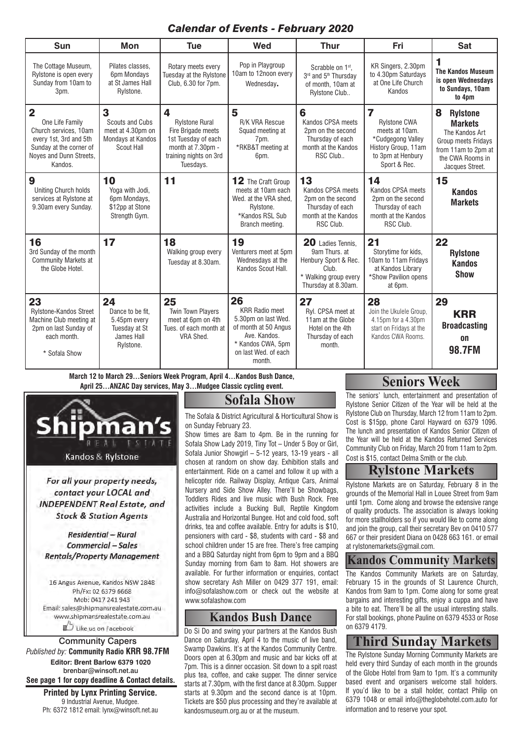## *Calendar of Events - February 2020*

| Sun | Mon | Tue | Wed | Thur | Fri | Sat |
|---|---|---|---|---|---|---|
| The Cottage Museum, Rylstone is open every Sunday from 10am to 3pm. | Pilates classes, 6pm Mondays at St James Hall Rylstone. | Rotary meets every Tuesday at the Rylstone Club, 6.30 for 7pm. | Pop in Playgroup 10am to 12noon every Wednesday. | Scrabble on 1st, 3rd and 5th Thursday of month, 10am at Rylstone Club.. | KR Singers, 2.30pm to 4.30pm Saturdays at One Life Church Kandos | **1** **The Kandos Museum is open Wednesdays to Sundays, 10am to 4pm** |
| **2** One Life Family Church services, 10am every 1st, 3rd and 5th Sunday at the corner of Noyes and Dunn Streets, Kandos. | **3** Scouts and Cubs meet at 4.30pm on Mondays at Kandos Scout Hall | **4** Rylstone Rural Fire Brigade meets 1st Tuesday of each month at 7.30pm - training nights on 3rd Tuesdays. | **5** R/K VRA Rescue Squad meeting at 7pm. *RKB&T meeting at 6pm. | **6** Kandos CPSA meets 2pm on the second Thursday of each month at the Kandos RSC Club.. | **7** Rylstone CWA meets at 10am. *Cudgegong Valley History Group, 11am to 3pm at Henbury Sport & Rec. | **8** **Rylstone Markets** The Kandos Art Group meets Fridays from 11am to 2pm at the CWA Rooms in Jacques Street. |
| **9** Uniting Church holds services at Rylstone at 9.30am every Sunday. | **10** Yoga with Jodi, 6pm Mondays, $12pp at Stone Strength Gym. | **11** | **12** The Craft Group meets at 10am each Wed. at the VRA shed, Rylstone. *Kandos RSL Sub Branch meeting. | **13** Kandos CPSA meets 2pm on the second Thursday of each month at the Kandos RSC Club. | **14** Kandos CPSA meets 2pm on the second Thursday of each month at the Kandos RSC Club. | **15** **Kandos Markets** |
| **16** 3rd Sunday of the month Community Markets at the Globe Hotel. | **17** | **18** Walking group every Tuesday at 8.30am. | **19** Venturers meet at 5pm Wednesdays at the Kandos Scout Hall. | **20** Ladies Tennis, 9am Thurs. at Henbury Sport & Rec. Club. * Walking group every Thursday at 8.30am. | **21** Storytime for kids, 10am to 11am Fridays at Kandos Library *Show Pavilion opens at 6pm. | **22** **Rylstone Kandos Show** |
| **23** Rylstone-Kandos Street Machine Club meeting at 2pm on last Sunday of each month. * Sofala Show | **24** Dance to be fit, 5.45pm every Tuesday at St James Hall Rylstone. | **25** Twin Town Players meet at 6pm on 4th Tues. of each month at VRA Shed. | **26** KRR Radio meet 5.30pm on last Wed. of month at 50 Angus Ave. Kandos. * Kandos CWA, 5pm on last Wed. of each month. | **27** Ryl. CPSA meet at 11am at the Globe Hotel on the 4th Thursday of each month. | **28** Join the Ukulele Group, 4.15pm for a 4.30pm start on Fridays at the Kandos CWA Rooms. | **29** **KRR Broadcasting on 98.7FM** |

**March 12 to March 29…Seniors Week Program, April 4…Kandos Bush Dance, April 25…ANZAC Day services, May 3…Mudgee Classic cycling event.**

**Shipman's**
REAL ESTATE
Kandos & Rylstone

*For all your property needs, contact your LOCAL and INDEPENDENT Real Estate, and Stock & Station Agents*

*Residential – Rural*
*Commercial – Sales*
*Rentals/Property Management*

16 Angus Avenue, Kandos NSW 2848
Ph/Fx: 02 6379 6668
Mob: 0417 241 943
Email: sales@shipmansrealestate.com.au
www.shipmansrealestate.com.au
Like us on Facebook

Community Capers
*Published by:* **Community Radio KRR 98.7FM**
**Editor: Brent Barlow 6379 1020**
**brenbar@winsoft.net.au**
**See page 1 for copy deadline & Contact details.**

**Printed by Lynx Printing Service.**
9 Industrial Avenue, Mudgee.
Ph: 6372 1812 email: lynx@winsoft.net.au

## Sofala Show

The Sofala & District Agricultural & Horticultural Show is on Sunday February 23.

Show times are 8am to 4pm. Be in the running for Sofala Show Lady 2019, Tiny Tot – Under 5 Boy or Girl, Sofala Junior Showgirl – 5-12 years, 13-19 years - all chosen at random on show day. Exhibition stalls and entertainment. Ride on a camel and follow it up with a helicopter ride. Railway Display, Antique Cars, Animal Nursery and Side Show Alley. There'll be Showbags, Toddlers Rides and live music with Bush Rock. Free activities include a Bucking Bull, Reptile Kingdom Australia and Horizontal Bungee. Hot and cold food, soft drinks, tea and coffee available. Entry for adults is $10, pensioners with card - $8, students with card - $8 and school children under 15 are free. There's free camping and a BBQ Saturday night from 6pm to 9pm and a BBQ Sunday morning from 6am to 8am. Hot showers are available. For further information or enquiries, contact show secretary Ash Miller on 0429 377 191, email: info@sofalashow.com or check out the website at www.sofalashow.com

## Kandos Bush Dance

Do Si Do and swing your partners at the Kandos Bush Dance on Saturday, April 4 to the music of live band, Swamp Dawkins. It's at the Kandos Community Centre. Doors open at 6.30pm and music and bar kicks off at 7pm. This is a dinner occasion. Sit down to a spit roast plus tea, coffee, and cake supper. The dinner service starts at 7.30pm, with the first dance at 8.30pm. Supper starts at 9.30pm and the second dance is at 10pm. Tickets are $50 plus processing and they're available at kandosmuseum.org.au or at the museum.

## Seniors Week

The seniors' lunch, entertainment and presentation of Rylstone Senior Citizen of the Year will be held at the Rylstone Club on Thursday, March 12 from 11am to 2pm. Cost is $15pp, phone Carol Hayward on 6379 1096. The lunch and presentation of Kandos Senior Citizen of the Year will be held at the Kandos Returned Services Community Club on Friday, March 20 from 11am to 2pm. Cost is $15, contact Delma Smith or the club.

## Rylstone Markets

Rylstone Markets are on Saturday, February 8 in the grounds of the Memorial Hall in Louee Street from 9am until 1pm. Come along and browse the extensive range of quality products. The association is always looking for more stallholders so if you would like to come along and join the group, call their secretary Bev on 0410 577 667 or their president Diana on 0428 663 161. or email at rylstonemarkets@gmail.com.

## Kandos Community Markets

The Kandos Community Markets are on Saturday, February 15 in the grounds of St Laurence Church, Kandos from 9am to 1pm. Come along for some great bargains and interesting gifts, enjoy a cuppa and have a bite to eat. There'll be all the usual interesting stalls. For stall bookings, phone Pauline on 6379 4533 or Rose on 6379 4179.

## Third Sunday Markets

The Rylstone Sunday Morning Community Markets are held every third Sunday of each month in the grounds of the Globe Hotel from 9am to 1pm. It's a community based event and organisers welcome stall holders. If you'd like to be a stall holder, contact Philip on 6379 1048 or email info@theglobehotel.com.auto for information and to reserve your spot.